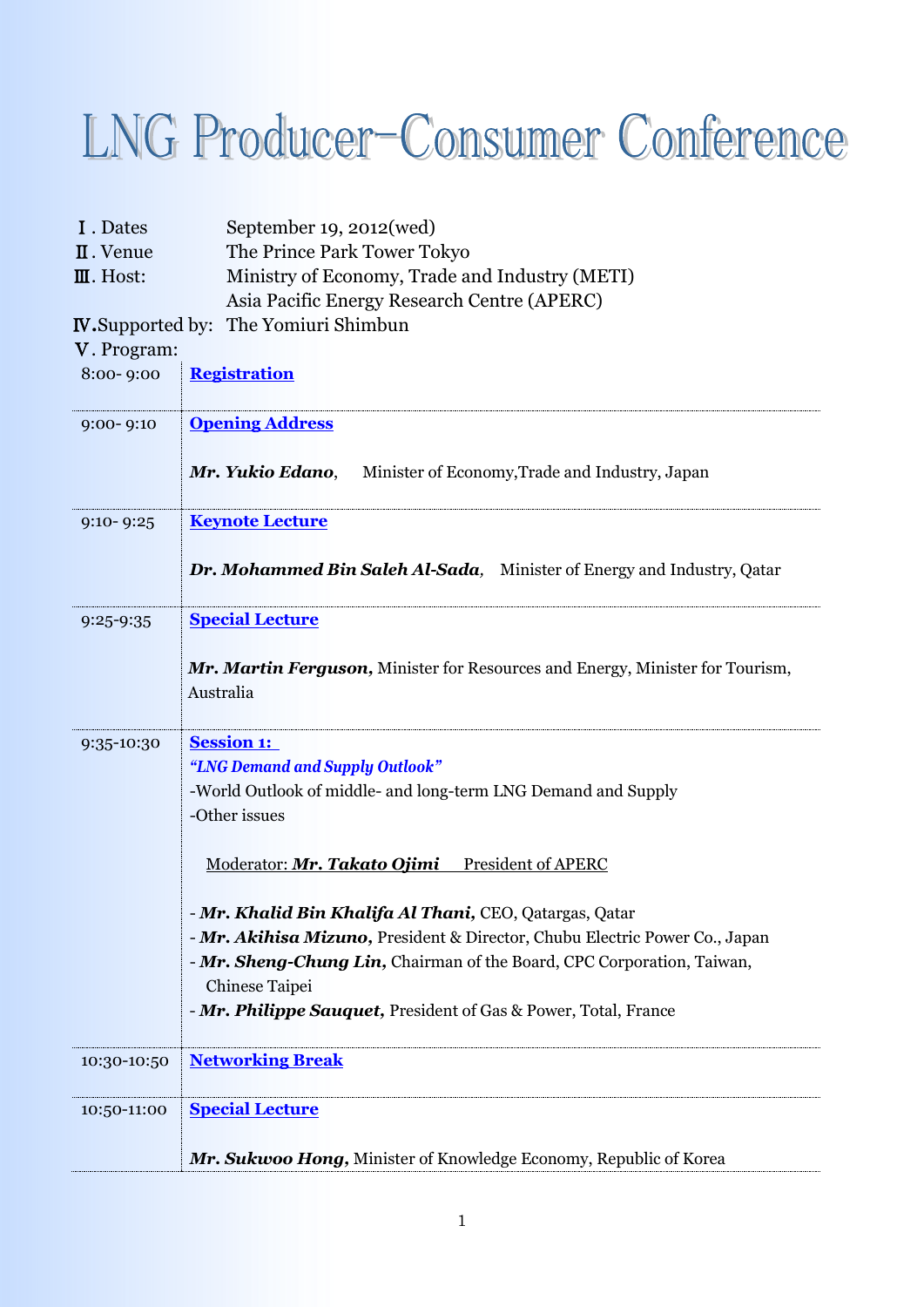# LNG Producer-Consumer Conference

Ⅰ. Dates September 19, 2012(wed)

Ⅱ. Venue The Prince Park Tower Tokyo

Ⅲ. Host: Ministry of Economy, Trade and Industry (METI)
Asia Pacific Energy Research Centre (APERC)

Ⅳ.Supported by: The Yomiuri Shimbun

Ⅴ. Program:

| | |
|---|---|
| 8:00- 9:00 | **Registration** |
| 9:00- 9:10 | **Opening Address**<br><br>***Mr. Yukio Edano***, Minister of Economy,Trade and Industry, Japan |
| 9:10- 9:25 | **Keynote Lecture**<br><br>***Dr. Mohammed Bin Saleh Al-Sada,*** Minister of Energy and Industry, Qatar |
| 9:25-9:35 | **Special Lecture**<br><br>***Mr. Martin Ferguson,*** Minister for Resources and Energy, Minister for Tourism, Australia |
| 9:35-10:30 | **Session 1:**<br>***"LNG Demand and Supply Outlook"***<br>-World Outlook of middle- and long-term LNG Demand and Supply<br>-Other issues<br><br>Moderator: ***Mr. Takato Ojimi*** President of APERC<br><br>- ***Mr. Khalid Bin Khalifa Al Thani,*** CEO, Qatargas, Qatar<br>- ***Mr. Akihisa Mizuno,*** President & Director, Chubu Electric Power Co., Japan<br>- ***Mr. Sheng-Chung Lin,*** Chairman of the Board, CPC Corporation, Taiwan, Chinese Taipei<br>- ***Mr. Philippe Sauquet,*** President of Gas & Power, Total, France |
| 10:30-10:50 | **Networking Break** |
| 10:50-11:00 | **Special Lecture**<br><br>***Mr. Sukwoo Hong,*** Minister of Knowledge Economy, Republic of Korea |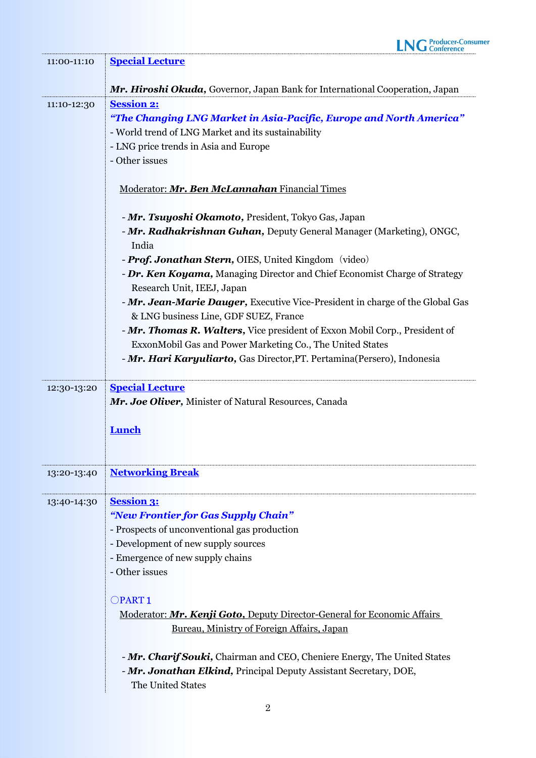| | |
|---|---|
| 11:00-11:10 | **Special Lecture**<br><br>***Mr. Hiroshi Okuda,*** Governor, Japan Bank for International Cooperation, Japan |
| 11:10-12:30 | **Session 2:**<br>***"The Changing LNG Market in Asia-Pacific, Europe and North America"***<br>- World trend of LNG Market and its sustainability<br>- LNG price trends in Asia and Europe<br>- Other issues<br><br>Moderator: ***Mr. Ben McLannahan*** Financial Times<br><br>- ***Mr. Tsuyoshi Okamoto,*** President, Tokyo Gas, Japan<br>- ***Mr. Radhakrishnan Guhan,*** Deputy General Manager (Marketing), ONGC, India<br>- ***Prof. Jonathan Stern,*** OIES, United Kingdom（video）<br>- ***Dr. Ken Koyama,*** Managing Director and Chief Economist Charge of Strategy Research Unit, IEEJ, Japan<br>- ***Mr. Jean-Marie Dauger,*** Executive Vice-President in charge of the Global Gas & LNG business Line, GDF SUEZ, France<br>- ***Mr. Thomas R. Walters,*** Vice president of Exxon Mobil Corp., President of ExxonMobil Gas and Power Marketing Co., The United States<br>- ***Mr. Hari Karyuliarto,*** Gas Director,PT. Pertamina(Persero), Indonesia |
| 12:30-13:20 | **Special Lecture**<br>***Mr. Joe Oliver,*** Minister of Natural Resources, Canada<br><br>**Lunch** |
| 13:20-13:40 | **Networking Break** |
| 13:40-14:30 | **Session 3:**<br>***"New Frontier for Gas Supply Chain"***<br>- Prospects of unconventional gas production<br>- Development of new supply sources<br>- Emergence of new supply chains<br>- Other issues<br><br>○PART 1<br>Moderator: ***Mr. Kenji Goto,*** Deputy Director-General for Economic Affairs Bureau, Ministry of Foreign Affairs, Japan<br><br>- ***Mr. Charif Souki,*** Chairman and CEO, Cheniere Energy, The United States<br>- ***Mr. Jonathan Elkind,*** Principal Deputy Assistant Secretary, DOE, The United States |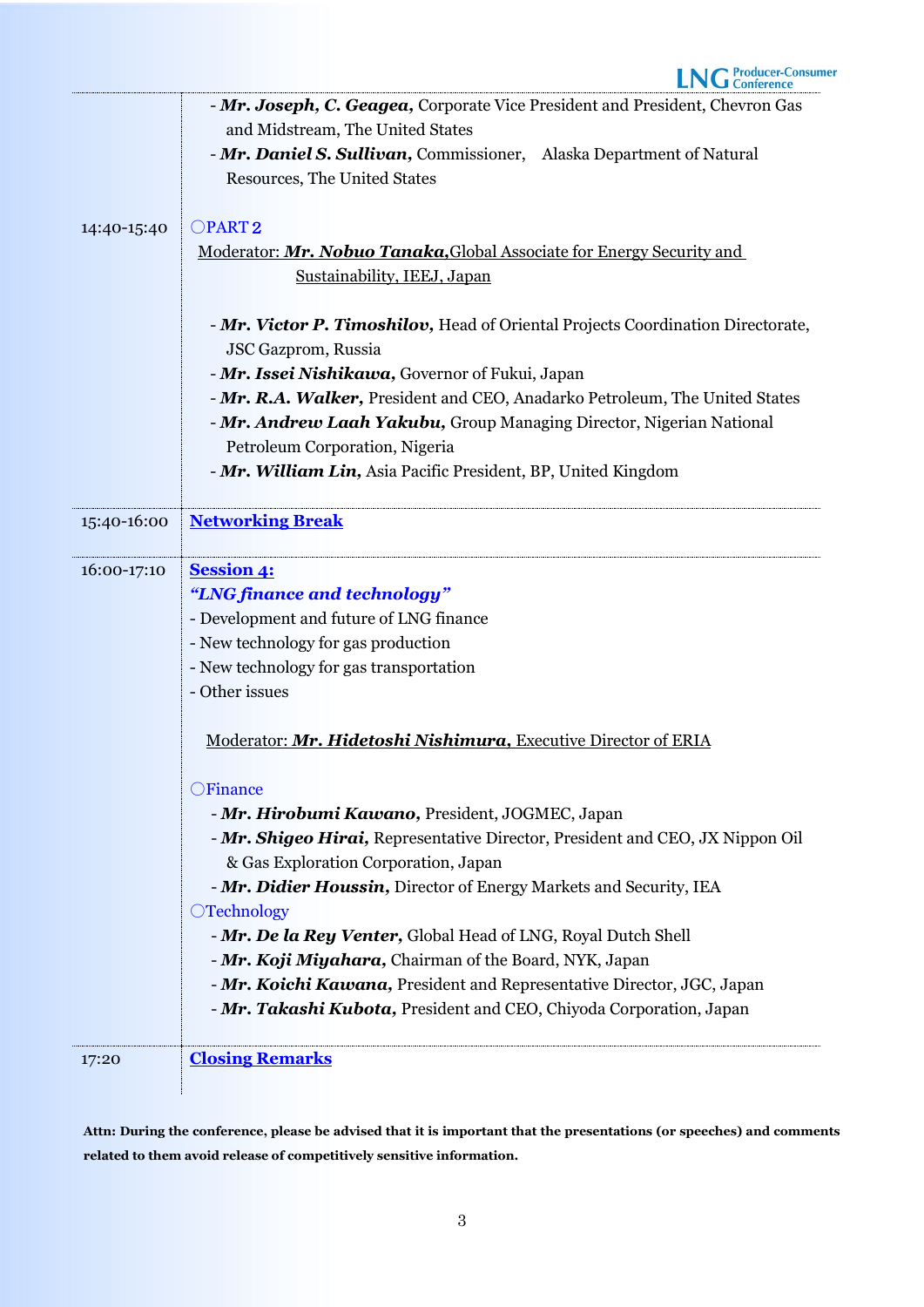| | |
|---|---|
| | - ***Mr. Joseph, C. Geagea,*** Corporate Vice President and President, Chevron Gas and Midstream, The United States<br>- ***Mr. Daniel S. Sullivan,*** Commissioner, Alaska Department of Natural Resources, The United States |
| 14:40-15:40 | ○PART 2<br>Moderator: ***Mr. Nobuo Tanaka,*** Global Associate for Energy Security and Sustainability, IEEJ, Japan<br><br>- ***Mr. Victor P. Timoshilov,*** Head of Oriental Projects Coordination Directorate, JSC Gazprom, Russia<br>- ***Mr. Issei Nishikawa,*** Governor of Fukui, Japan<br>- ***Mr. R.A. Walker,*** President and CEO, Anadarko Petroleum, The United States<br>- ***Mr. Andrew Laah Yakubu,*** Group Managing Director, Nigerian National Petroleum Corporation, Nigeria<br>- ***Mr. William Lin,*** Asia Pacific President, BP, United Kingdom |
| 15:40-16:00 | **Networking Break** |
| 16:00-17:10 | **Session 4:**<br>***"LNG finance and technology"***<br>- Development and future of LNG finance<br>- New technology for gas production<br>- New technology for gas transportation<br>- Other issues<br><br>Moderator: ***Mr. Hidetoshi Nishimura,*** Executive Director of ERIA<br><br>○Finance<br>- ***Mr. Hirobumi Kawano,*** President, JOGMEC, Japan<br>- ***Mr. Shigeo Hirai,*** Representative Director, President and CEO, JX Nippon Oil & Gas Exploration Corporation, Japan<br>- ***Mr. Didier Houssin,*** Director of Energy Markets and Security, IEA<br>○Technology<br>- ***Mr. De la Rey Venter,*** Global Head of LNG, Royal Dutch Shell<br>- ***Mr. Koji Miyahara,*** Chairman of the Board, NYK, Japan<br>- ***Mr. Koichi Kawana,*** President and Representative Director, JGC, Japan<br>- ***Mr. Takashi Kubota,*** President and CEO, Chiyoda Corporation, Japan |
| 17:20 | **Closing Remarks** |

**Attn: During the conference, please be advised that it is important that the presentations (or speeches) and comments related to them avoid release of competitively sensitive information.**